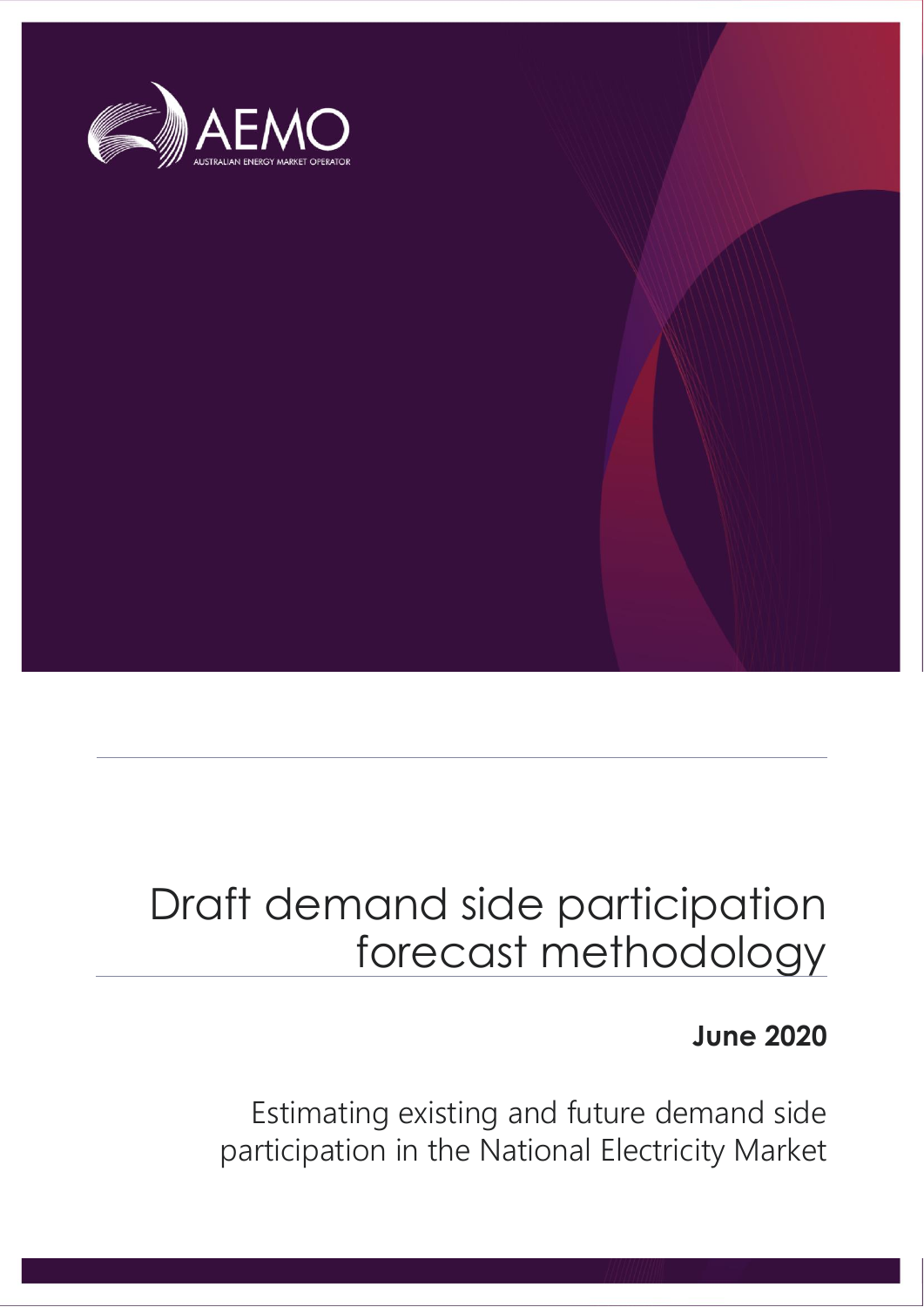AEMO

AUSTRALIAN ENERGY MARKET OPERATOR

# Draft demand side participation forecast methodology

**June 2020**

Estimating existing and future demand side participation in the National Electricity Market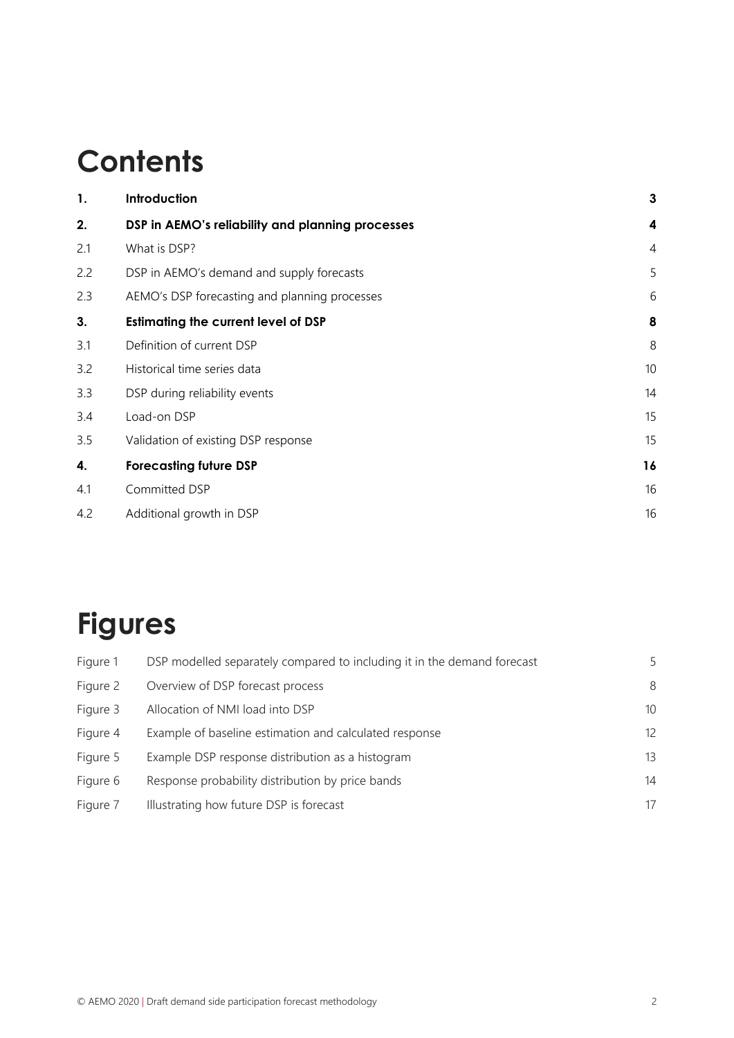# Contents

| | | |
|---|---|---|
| **1.** | **Introduction** | **3** |
| **2.** | **DSP in AEMO's reliability and planning processes** | **4** |
| 2.1 | What is DSP? | 4 |
| 2.2 | DSP in AEMO's demand and supply forecasts | 5 |
| 2.3 | AEMO's DSP forecasting and planning processes | 6 |
| **3.** | **Estimating the current level of DSP** | **8** |
| 3.1 | Definition of current DSP | 8 |
| 3.2 | Historical time series data | 10 |
| 3.3 | DSP during reliability events | 14 |
| 3.4 | Load-on DSP | 15 |
| 3.5 | Validation of existing DSP response | 15 |
| **4.** | **Forecasting future DSP** | **16** |
| 4.1 | Committed DSP | 16 |
| 4.2 | Additional growth in DSP | 16 |

# Figures

| | | |
|---|---|---|
| Figure 1 | DSP modelled separately compared to including it in the demand forecast | 5 |
| Figure 2 | Overview of DSP forecast process | 8 |
| Figure 3 | Allocation of NMI load into DSP | 10 |
| Figure 4 | Example of baseline estimation and calculated response | 12 |
| Figure 5 | Example DSP response distribution as a histogram | 13 |
| Figure 6 | Response probability distribution by price bands | 14 |
| Figure 7 | Illustrating how future DSP is forecast | 17 |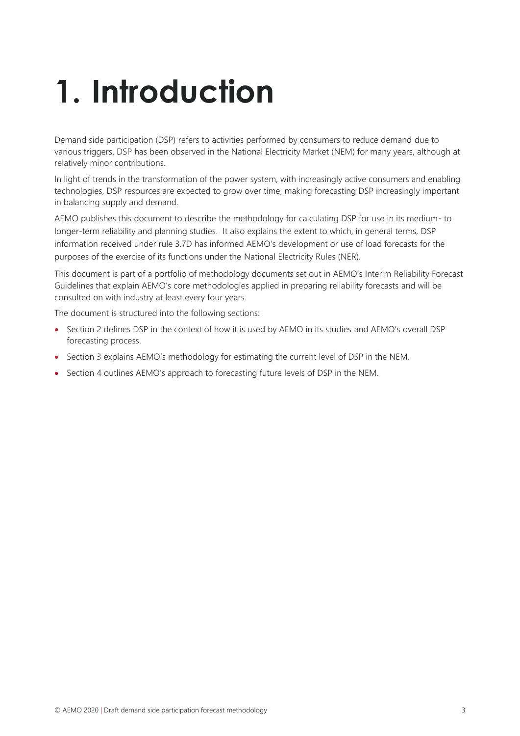# 1. Introduction

Demand side participation (DSP) refers to activities performed by consumers to reduce demand due to various triggers. DSP has been observed in the National Electricity Market (NEM) for many years, although at relatively minor contributions.

In light of trends in the transformation of the power system, with increasingly active consumers and enabling technologies, DSP resources are expected to grow over time, making forecasting DSP increasingly important in balancing supply and demand.

AEMO publishes this document to describe the methodology for calculating DSP for use in its medium- to longer-term reliability and planning studies. It also explains the extent to which, in general terms, DSP information received under rule 3.7D has informed AEMO's development or use of load forecasts for the purposes of the exercise of its functions under the National Electricity Rules (NER).

This document is part of a portfolio of methodology documents set out in AEMO's Interim Reliability Forecast Guidelines that explain AEMO's core methodologies applied in preparing reliability forecasts and will be consulted on with industry at least every four years.

The document is structured into the following sections:

- Section 2 defines DSP in the context of how it is used by AEMO in its studies and AEMO's overall DSP forecasting process.
- Section 3 explains AEMO's methodology for estimating the current level of DSP in the NEM.
- Section 4 outlines AEMO's approach to forecasting future levels of DSP in the NEM.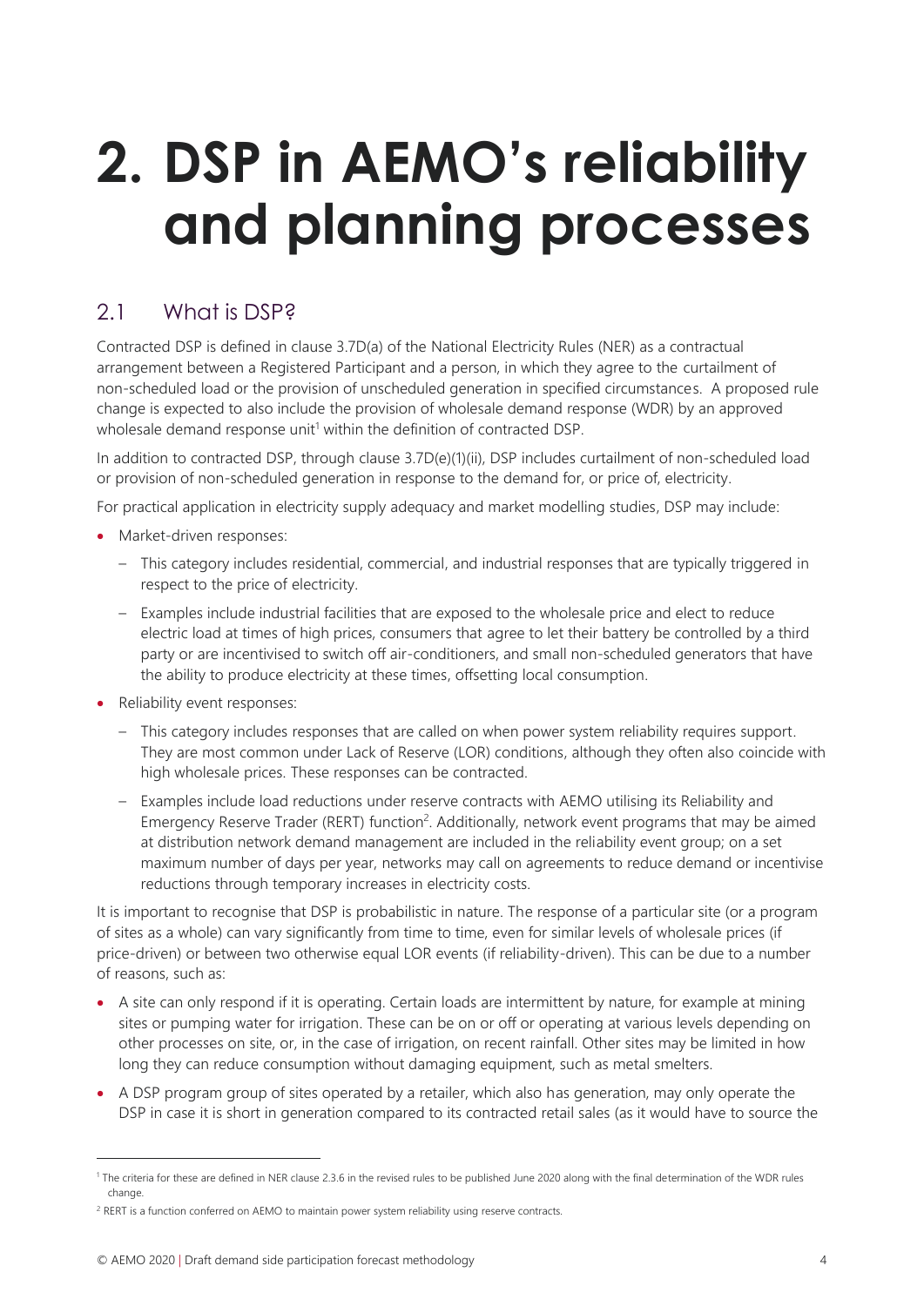# 2. DSP in AEMO's reliability and planning processes

## 2.1 What is DSP?

Contracted DSP is defined in clause 3.7D(a) of the National Electricity Rules (NER) as a contractual arrangement between a Registered Participant and a person, in which they agree to the curtailment of non-scheduled load or the provision of unscheduled generation in specified circumstances. A proposed rule change is expected to also include the provision of wholesale demand response (WDR) by an approved wholesale demand response unit[1] within the definition of contracted DSP.

In addition to contracted DSP, through clause 3.7D(e)(1)(ii), DSP includes curtailment of non-scheduled load or provision of non-scheduled generation in response to the demand for, or price of, electricity.

For practical application in electricity supply adequacy and market modelling studies, DSP may include:

- Market-driven responses:
  - This category includes residential, commercial, and industrial responses that are typically triggered in respect to the price of electricity.
  - Examples include industrial facilities that are exposed to the wholesale price and elect to reduce electric load at times of high prices, consumers that agree to let their battery be controlled by a third party or are incentivised to switch off air-conditioners, and small non-scheduled generators that have the ability to produce electricity at these times, offsetting local consumption.
- Reliability event responses:
  - This category includes responses that are called on when power system reliability requires support. They are most common under Lack of Reserve (LOR) conditions, although they often also coincide with high wholesale prices. These responses can be contracted.
  - Examples include load reductions under reserve contracts with AEMO utilising its Reliability and Emergency Reserve Trader (RERT) function[2]. Additionally, network event programs that may be aimed at distribution network demand management are included in the reliability event group; on a set maximum number of days per year, networks may call on agreements to reduce demand or incentivise reductions through temporary increases in electricity costs.

It is important to recognise that DSP is probabilistic in nature. The response of a particular site (or a program of sites as a whole) can vary significantly from time to time, even for similar levels of wholesale prices (if price-driven) or between two otherwise equal LOR events (if reliability-driven). This can be due to a number of reasons, such as:

- A site can only respond if it is operating. Certain loads are intermittent by nature, for example at mining sites or pumping water for irrigation. These can be on or off or operating at various levels depending on other processes on site, or, in the case of irrigation, on recent rainfall. Other sites may be limited in how long they can reduce consumption without damaging equipment, such as metal smelters.
- A DSP program group of sites operated by a retailer, which also has generation, may only operate the DSP in case it is short in generation compared to its contracted retail sales (as it would have to source the

[1] The criteria for these are defined in NER clause 2.3.6 in the revised rules to be published June 2020 along with the final determination of the WDR rules change.

[2] RERT is a function conferred on AEMO to maintain power system reliability using reserve contracts.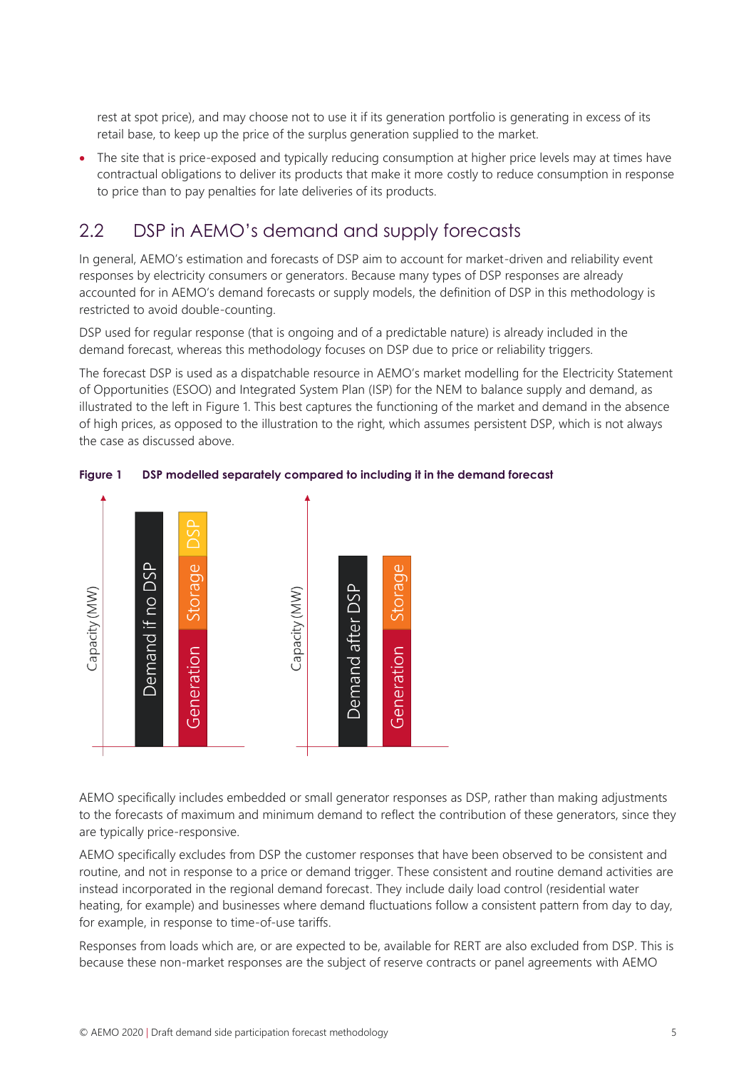rest at spot price), and may choose not to use it if its generation portfolio is generating in excess of its retail base, to keep up the price of the surplus generation supplied to the market.

- The site that is price-exposed and typically reducing consumption at higher price levels may at times have contractual obligations to deliver its products that make it more costly to reduce consumption in response to price than to pay penalties for late deliveries of its products.

## 2.2 DSP in AEMO's demand and supply forecasts

In general, AEMO's estimation and forecasts of DSP aim to account for market-driven and reliability event responses by electricity consumers or generators. Because many types of DSP responses are already accounted for in AEMO's demand forecasts or supply models, the definition of DSP in this methodology is restricted to avoid double-counting.

DSP used for regular response (that is ongoing and of a predictable nature) is already included in the demand forecast, whereas this methodology focuses on DSP due to price or reliability triggers.

The forecast DSP is used as a dispatchable resource in AEMO's market modelling for the Electricity Statement of Opportunities (ESOO) and Integrated System Plan (ISP) for the NEM to balance supply and demand, as illustrated to the left in Figure 1. This best captures the functioning of the market and demand in the absence of high prices, as opposed to the illustration to the right, which assumes persistent DSP, which is not always the case as discussed above.

**Figure 1 DSP modelled separately compared to including it in the demand forecast**

AEMO specifically includes embedded or small generator responses as DSP, rather than making adjustments to the forecasts of maximum and minimum demand to reflect the contribution of these generators, since they are typically price-responsive.

AEMO specifically excludes from DSP the customer responses that have been observed to be consistent and routine, and not in response to a price or demand trigger. These consistent and routine demand activities are instead incorporated in the regional demand forecast. They include daily load control (residential water heating, for example) and businesses where demand fluctuations follow a consistent pattern from day to day, for example, in response to time-of-use tariffs.

Responses from loads which are, or are expected to be, available for RERT are also excluded from DSP. This is because these non-market responses are the subject of reserve contracts or panel agreements with AEMO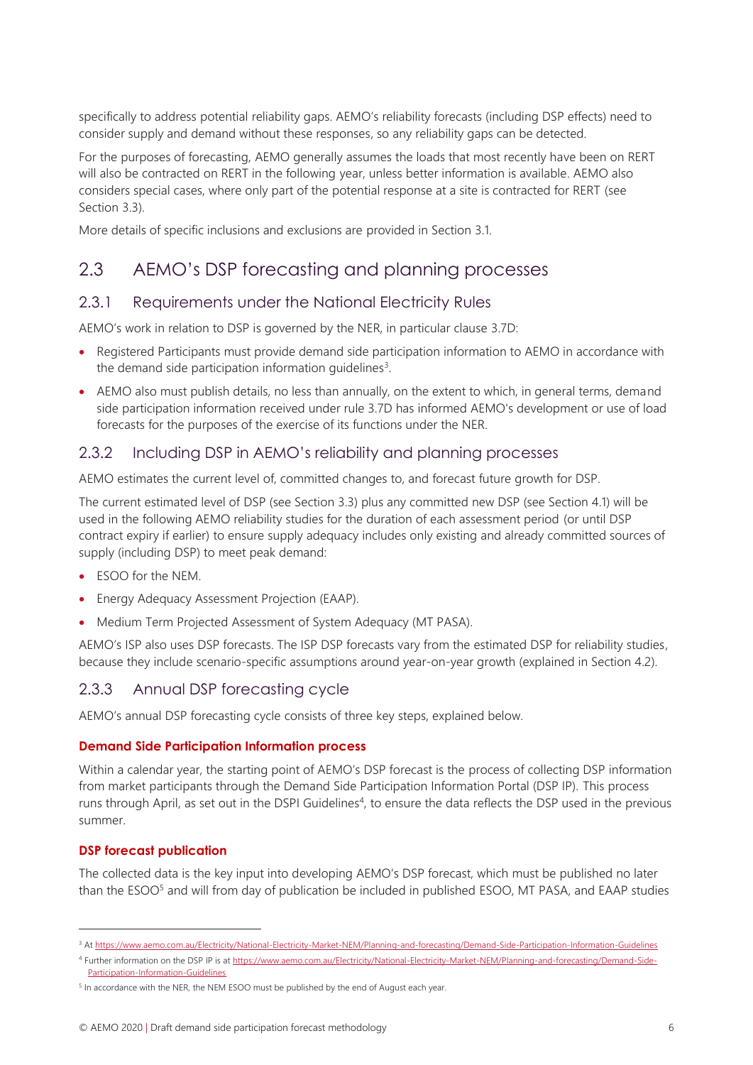specifically to address potential reliability gaps. AEMO's reliability forecasts (including DSP effects) need to consider supply and demand without these responses, so any reliability gaps can be detected.

For the purposes of forecasting, AEMO generally assumes the loads that most recently have been on RERT will also be contracted on RERT in the following year, unless better information is available. AEMO also considers special cases, where only part of the potential response at a site is contracted for RERT (see Section 3.3).

More details of specific inclusions and exclusions are provided in Section 3.1.

## 2.3 AEMO's DSP forecasting and planning processes

### 2.3.1 Requirements under the National Electricity Rules

AEMO's work in relation to DSP is governed by the NER, in particular clause 3.7D:

- Registered Participants must provide demand side participation information to AEMO in accordance with the demand side participation information guidelines[3].
- AEMO also must publish details, no less than annually, on the extent to which, in general terms, demand side participation information received under rule 3.7D has informed AEMO's development or use of load forecasts for the purposes of the exercise of its functions under the NER.

### 2.3.2 Including DSP in AEMO's reliability and planning processes

AEMO estimates the current level of, committed changes to, and forecast future growth for DSP.

The current estimated level of DSP (see Section 3.3) plus any committed new DSP (see Section 4.1) will be used in the following AEMO reliability studies for the duration of each assessment period (or until DSP contract expiry if earlier) to ensure supply adequacy includes only existing and already committed sources of supply (including DSP) to meet peak demand:

- ESOO for the NEM.
- Energy Adequacy Assessment Projection (EAAP).
- Medium Term Projected Assessment of System Adequacy (MT PASA).

AEMO's ISP also uses DSP forecasts. The ISP DSP forecasts vary from the estimated DSP for reliability studies, because they include scenario-specific assumptions around year-on-year growth (explained in Section 4.2).

### 2.3.3 Annual DSP forecasting cycle

AEMO's annual DSP forecasting cycle consists of three key steps, explained below.

**Demand Side Participation Information process**

Within a calendar year, the starting point of AEMO's DSP forecast is the process of collecting DSP information from market participants through the Demand Side Participation Information Portal (DSP IP). This process runs through April, as set out in the DSPI Guidelines[4], to ensure the data reflects the DSP used in the previous summer.

**DSP forecast publication**

The collected data is the key input into developing AEMO's DSP forecast, which must be published no later than the ESOO[5] and will from day of publication be included in published ESOO, MT PASA, and EAAP studies

---

[3] At https://www.aemo.com.au/Electricity/National-Electricity-Market-NEM/Planning-and-forecasting/Demand-Side-Participation-Information-Guidelines

[4] Further information on the DSP IP is at https://www.aemo.com.au/Electricity/National-Electricity-Market-NEM/Planning-and-forecasting/Demand-Side-Participation-Information-Guidelines

[5] In accordance with the NER, the NEM ESOO must be published by the end of August each year.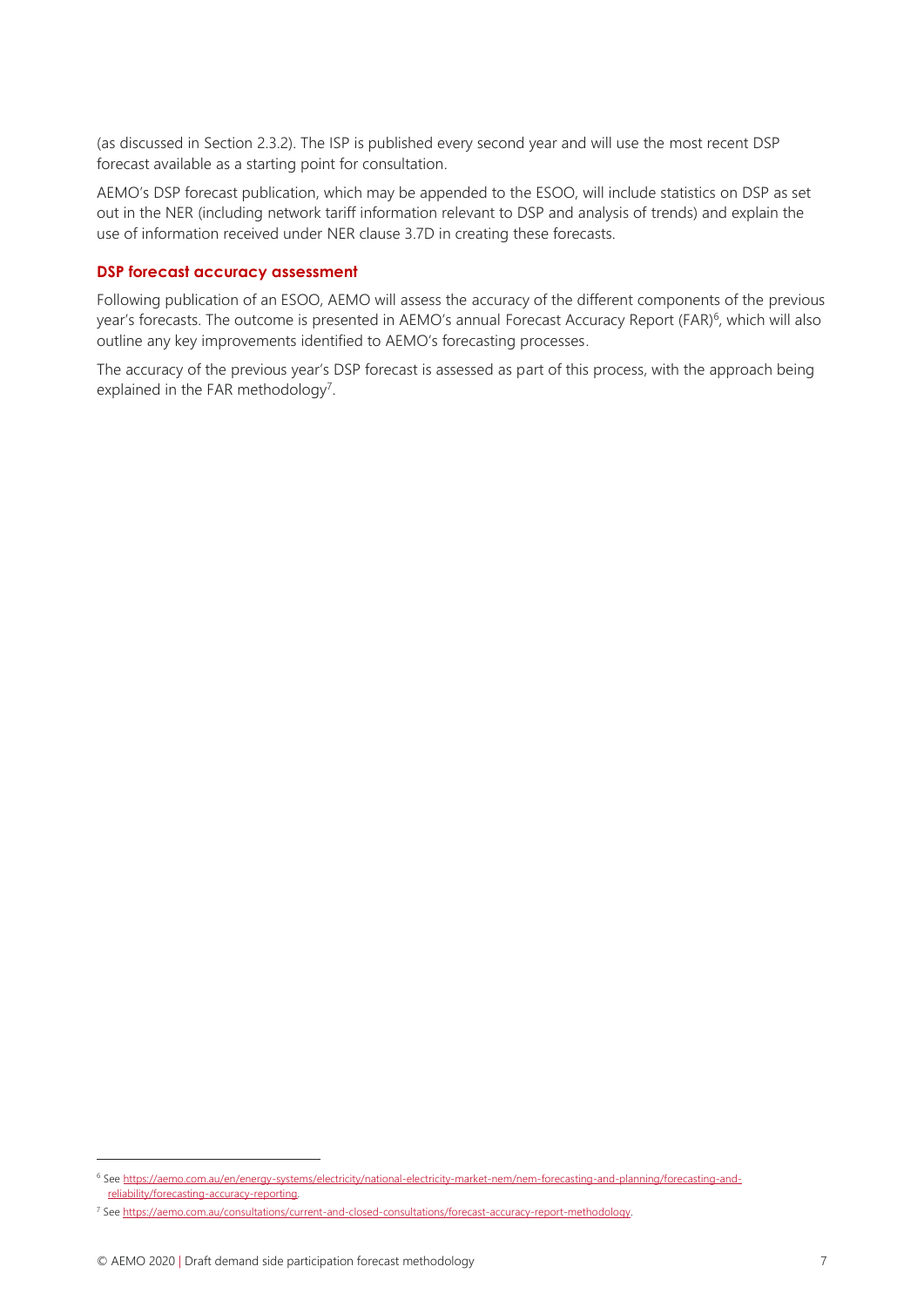(as discussed in Section 2.3.2). The ISP is published every second year and will use the most recent DSP forecast available as a starting point for consultation.

AEMO's DSP forecast publication, which may be appended to the ESOO, will include statistics on DSP as set out in the NER (including network tariff information relevant to DSP and analysis of trends) and explain the use of information received under NER clause 3.7D in creating these forecasts.

### DSP forecast accuracy assessment

Following publication of an ESOO, AEMO will assess the accuracy of the different components of the previous year's forecasts. The outcome is presented in AEMO's annual Forecast Accuracy Report (FAR)[6], which will also outline any key improvements identified to AEMO's forecasting processes.

The accuracy of the previous year's DSP forecast is assessed as part of this process, with the approach being explained in the FAR methodology[7].

---

[6] See https://aemo.com.au/en/energy-systems/electricity/national-electricity-market-nem/nem-forecasting-and-planning/forecasting-and-reliability/forecasting-accuracy-reporting.

[7] See https://aemo.com.au/consultations/current-and-closed-consultations/forecast-accuracy-report-methodology.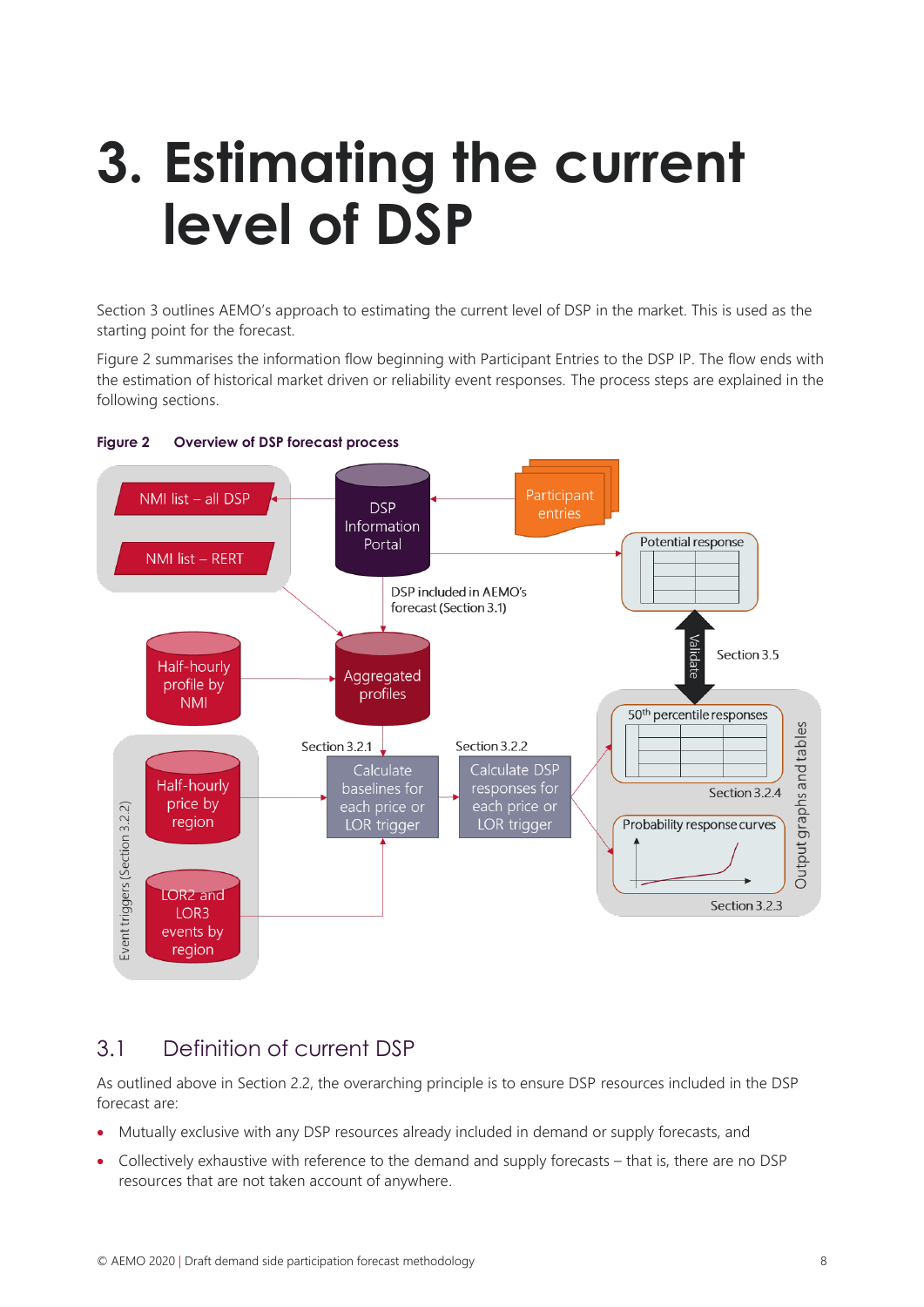# 3. Estimating the current level of DSP

Section 3 outlines AEMO's approach to estimating the current level of DSP in the market. This is used as the starting point for the forecast.

Figure 2 summarises the information flow beginning with Participant Entries to the DSP IP. The flow ends with the estimation of historical market driven or reliability event responses. The process steps are explained in the following sections.

**Figure 2 Overview of DSP forecast process**

## 3.1 Definition of current DSP

As outlined above in Section 2.2, the overarching principle is to ensure DSP resources included in the DSP forecast are:

- Mutually exclusive with any DSP resources already included in demand or supply forecasts, and
- Collectively exhaustive with reference to the demand and supply forecasts – that is, there are no DSP resources that are not taken account of anywhere.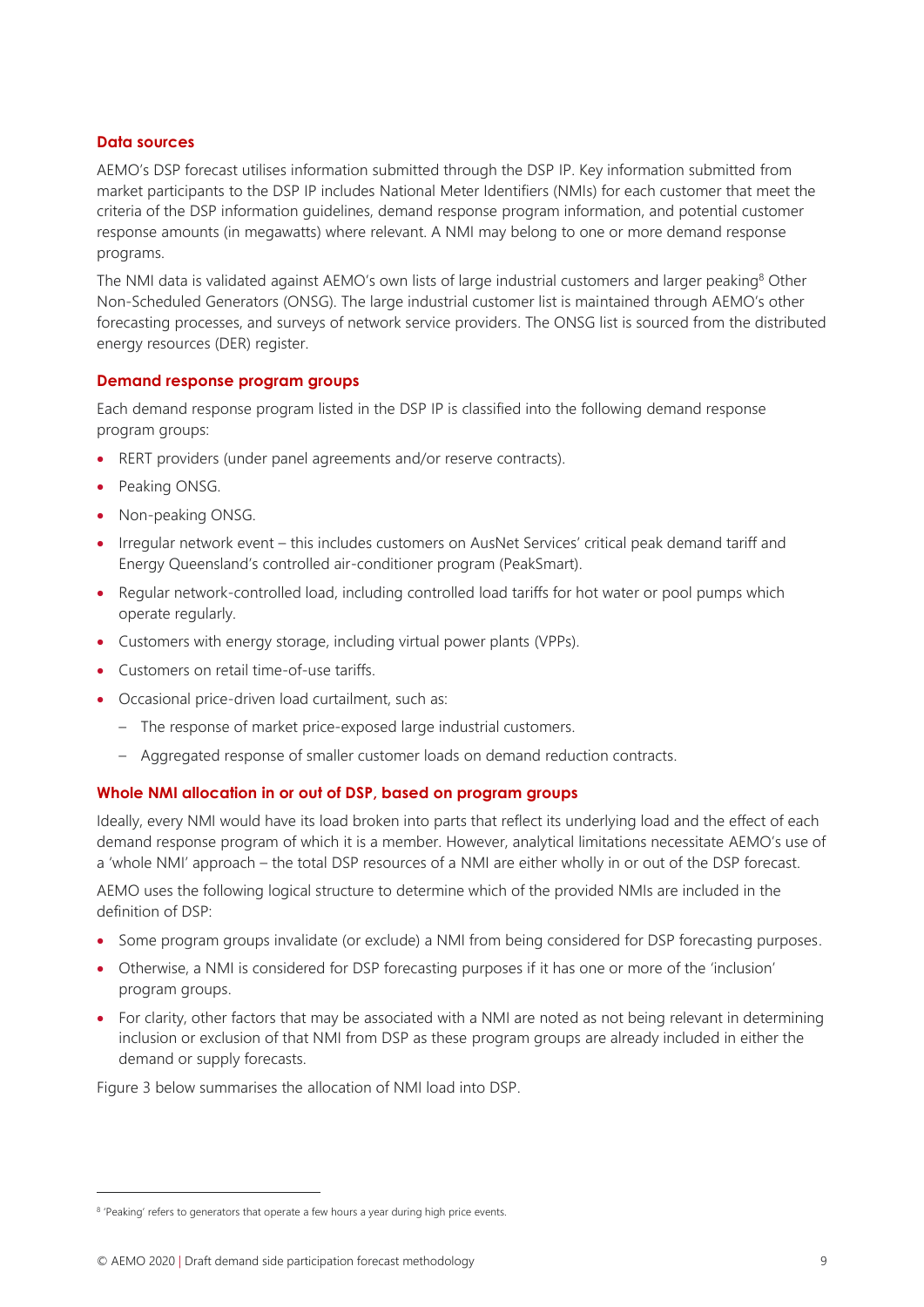### Data sources

AEMO's DSP forecast utilises information submitted through the DSP IP. Key information submitted from market participants to the DSP IP includes National Meter Identifiers (NMIs) for each customer that meet the criteria of the DSP information guidelines, demand response program information, and potential customer response amounts (in megawatts) where relevant. A NMI may belong to one or more demand response programs.

The NMI data is validated against AEMO's own lists of large industrial customers and larger peaking[8] Other Non-Scheduled Generators (ONSG). The large industrial customer list is maintained through AEMO's other forecasting processes, and surveys of network service providers. The ONSG list is sourced from the distributed energy resources (DER) register.

### Demand response program groups

Each demand response program listed in the DSP IP is classified into the following demand response program groups:

- RERT providers (under panel agreements and/or reserve contracts).
- Peaking ONSG.
- Non-peaking ONSG.
- Irregular network event – this includes customers on AusNet Services' critical peak demand tariff and Energy Queensland's controlled air-conditioner program (PeakSmart).
- Regular network-controlled load, including controlled load tariffs for hot water or pool pumps which operate regularly.
- Customers with energy storage, including virtual power plants (VPPs).
- Customers on retail time-of-use tariffs.
- Occasional price-driven load curtailment, such as:
  - The response of market price-exposed large industrial customers.
  - Aggregated response of smaller customer loads on demand reduction contracts.

### Whole NMI allocation in or out of DSP, based on program groups

Ideally, every NMI would have its load broken into parts that reflect its underlying load and the effect of each demand response program of which it is a member. However, analytical limitations necessitate AEMO's use of a 'whole NMI' approach – the total DSP resources of a NMI are either wholly in or out of the DSP forecast.

AEMO uses the following logical structure to determine which of the provided NMIs are included in the definition of DSP:

- Some program groups invalidate (or exclude) a NMI from being considered for DSP forecasting purposes.
- Otherwise, a NMI is considered for DSP forecasting purposes if it has one or more of the 'inclusion' program groups.
- For clarity, other factors that may be associated with a NMI are noted as not being relevant in determining inclusion or exclusion of that NMI from DSP as these program groups are already included in either the demand or supply forecasts.

Figure 3 below summarises the allocation of NMI load into DSP.

[8] 'Peaking' refers to generators that operate a few hours a year during high price events.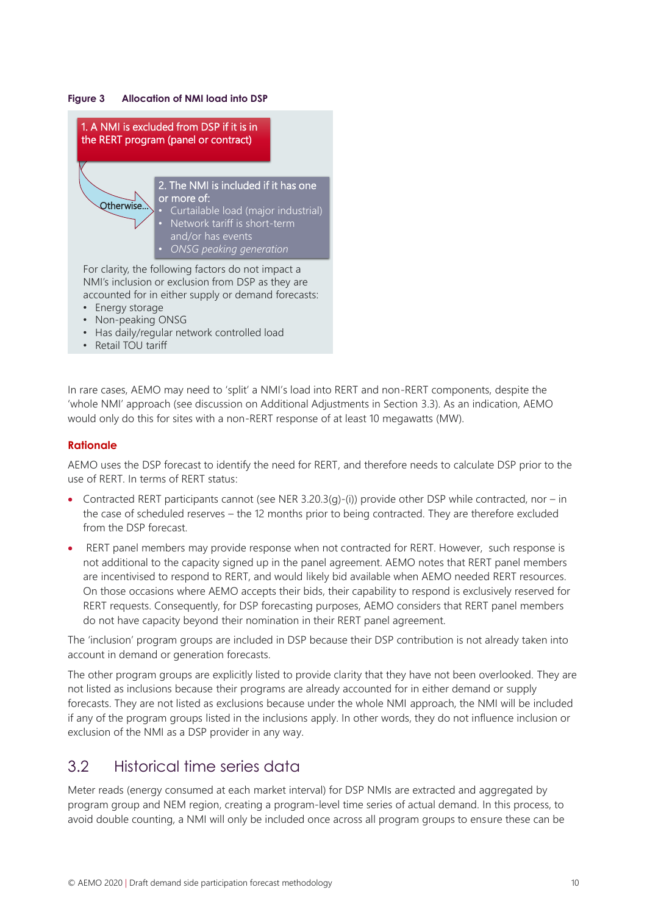**Figure 3 Allocation of NMI load into DSP**

1. A NMI is excluded from DSP if it is in the RERT program (panel or contract)

Otherwise...

2. The NMI is included if it has one or more of:
   - Curtailable load (major industrial)
   - Network tariff is short-term and/or has events
   - *ONSG peaking generation*

For clarity, the following factors do not impact a NMI's inclusion or exclusion from DSP as they are accounted for in either supply or demand forecasts:

- Energy storage
- Non-peaking ONSG
- Has daily/regular network controlled load
- Retail TOU tariff

In rare cases, AEMO may need to 'split' a NMI's load into RERT and non-RERT components, despite the 'whole NMI' approach (see discussion on Additional Adjustments in Section 3.3). As an indication, AEMO would only do this for sites with a non-RERT response of at least 10 megawatts (MW).

### Rationale

AEMO uses the DSP forecast to identify the need for RERT, and therefore needs to calculate DSP prior to the use of RERT. In terms of RERT status:

- Contracted RERT participants cannot (see NER 3.20.3(g)-(i)) provide other DSP while contracted, nor – in the case of scheduled reserves – the 12 months prior to being contracted. They are therefore excluded from the DSP forecast.
- RERT panel members may provide response when not contracted for RERT. However, such response is not additional to the capacity signed up in the panel agreement. AEMO notes that RERT panel members are incentivised to respond to RERT, and would likely bid available when AEMO needed RERT resources. On those occasions where AEMO accepts their bids, their capability to respond is exclusively reserved for RERT requests. Consequently, for DSP forecasting purposes, AEMO considers that RERT panel members do not have capacity beyond their nomination in their RERT panel agreement.

The 'inclusion' program groups are included in DSP because their DSP contribution is not already taken into account in demand or generation forecasts.

The other program groups are explicitly listed to provide clarity that they have not been overlooked. They are not listed as inclusions because their programs are already accounted for in either demand or supply forecasts. They are not listed as exclusions because under the whole NMI approach, the NMI will be included if any of the program groups listed in the inclusions apply. In other words, they do not influence inclusion or exclusion of the NMI as a DSP provider in any way.

## 3.2 Historical time series data

Meter reads (energy consumed at each market interval) for DSP NMIs are extracted and aggregated by program group and NEM region, creating a program-level time series of actual demand. In this process, to avoid double counting, a NMI will only be included once across all program groups to ensure these can be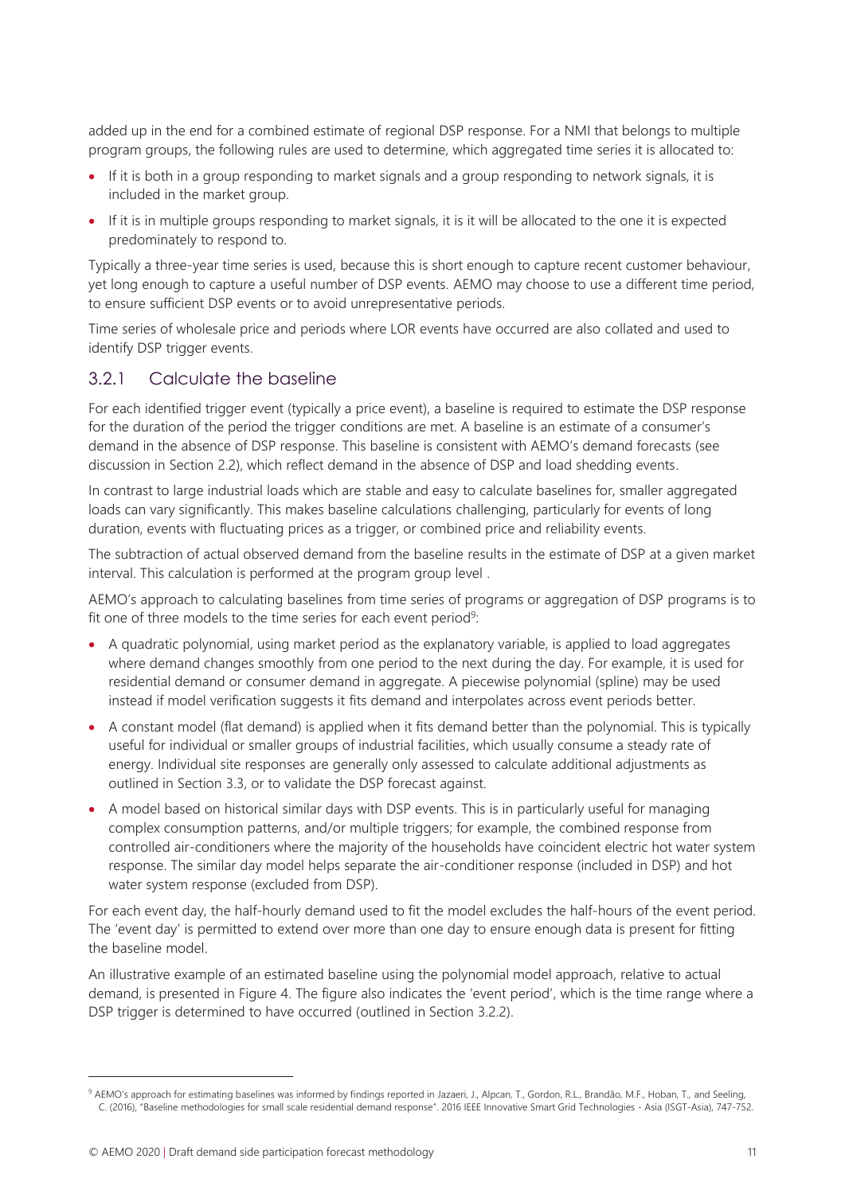added up in the end for a combined estimate of regional DSP response. For a NMI that belongs to multiple program groups, the following rules are used to determine, which aggregated time series it is allocated to:

- If it is both in a group responding to market signals and a group responding to network signals, it is included in the market group.
- If it is in multiple groups responding to market signals, it is it will be allocated to the one it is expected predominately to respond to.

Typically a three-year time series is used, because this is short enough to capture recent customer behaviour, yet long enough to capture a useful number of DSP events. AEMO may choose to use a different time period, to ensure sufficient DSP events or to avoid unrepresentative periods.

Time series of wholesale price and periods where LOR events have occurred are also collated and used to identify DSP trigger events.

### 3.2.1 Calculate the baseline

For each identified trigger event (typically a price event), a baseline is required to estimate the DSP response for the duration of the period the trigger conditions are met. A baseline is an estimate of a consumer's demand in the absence of DSP response. This baseline is consistent with AEMO's demand forecasts (see discussion in Section 2.2), which reflect demand in the absence of DSP and load shedding events.

In contrast to large industrial loads which are stable and easy to calculate baselines for, smaller aggregated loads can vary significantly. This makes baseline calculations challenging, particularly for events of long duration, events with fluctuating prices as a trigger, or combined price and reliability events.

The subtraction of actual observed demand from the baseline results in the estimate of DSP at a given market interval. This calculation is performed at the program group level .

AEMO's approach to calculating baselines from time series of programs or aggregation of DSP programs is to fit one of three models to the time series for each event period[9]:

- A quadratic polynomial, using market period as the explanatory variable, is applied to load aggregates where demand changes smoothly from one period to the next during the day. For example, it is used for residential demand or consumer demand in aggregate. A piecewise polynomial (spline) may be used instead if model verification suggests it fits demand and interpolates across event periods better.
- A constant model (flat demand) is applied when it fits demand better than the polynomial. This is typically useful for individual or smaller groups of industrial facilities, which usually consume a steady rate of energy. Individual site responses are generally only assessed to calculate additional adjustments as outlined in Section 3.3, or to validate the DSP forecast against.
- A model based on historical similar days with DSP events. This is in particularly useful for managing complex consumption patterns, and/or multiple triggers; for example, the combined response from controlled air-conditioners where the majority of the households have coincident electric hot water system response. The similar day model helps separate the air-conditioner response (included in DSP) and hot water system response (excluded from DSP).

For each event day, the half-hourly demand used to fit the model excludes the half-hours of the event period. The 'event day' is permitted to extend over more than one day to ensure enough data is present for fitting the baseline model.

An illustrative example of an estimated baseline using the polynomial model approach, relative to actual demand, is presented in Figure 4. The figure also indicates the 'event period', which is the time range where a DSP trigger is determined to have occurred (outlined in Section 3.2.2).

---

[9] AEMO's approach for estimating baselines was informed by findings reported in Jazaeri, J., Alpcan, T., Gordon, R.L., Brandão, M.F., Hoban, T., and Seeling, C. (2016), "Baseline methodologies for small scale residential demand response". 2016 IEEE Innovative Smart Grid Technologies - Asia (ISGT-Asia), 747-752.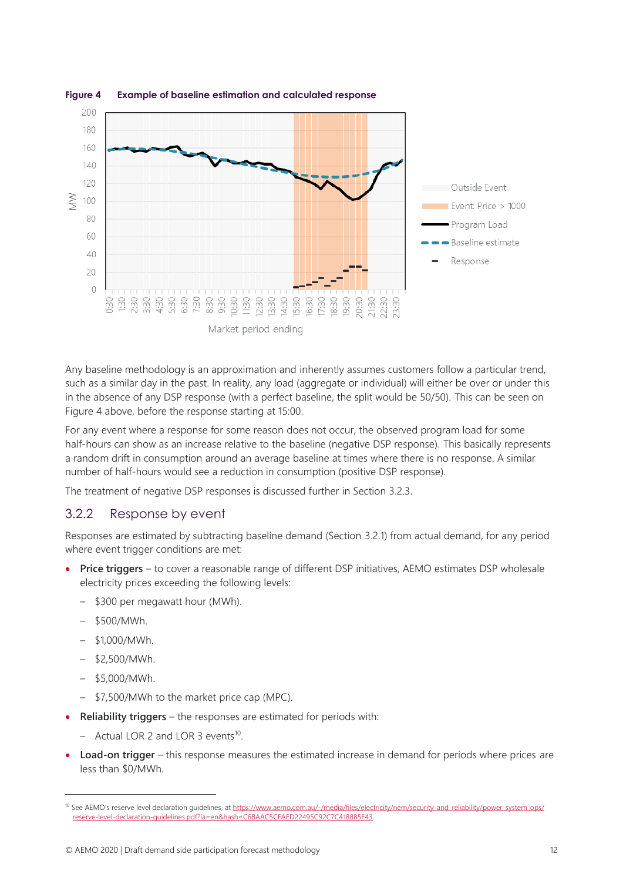**Figure 4 Example of baseline estimation and calculated response**

Any baseline methodology is an approximation and inherently assumes customers follow a particular trend, such as a similar day in the past. In reality, any load (aggregate or individual) will either be over or under this in the absence of any DSP response (with a perfect baseline, the split would be 50/50). This can be seen on Figure 4 above, before the response starting at 15:00.

For any event where a response for some reason does not occur, the observed program load for some half-hours can show as an increase relative to the baseline (negative DSP response). This basically represents a random drift in consumption around an average baseline at times where there is no response. A similar number of half-hours would see a reduction in consumption (positive DSP response).

The treatment of negative DSP responses is discussed further in Section 3.2.3.

### 3.2.2 Response by event

Responses are estimated by subtracting baseline demand (Section 3.2.1) from actual demand, for any period where event trigger conditions are met:

- **Price triggers** – to cover a reasonable range of different DSP initiatives, AEMO estimates DSP wholesale electricity prices exceeding the following levels:
  - $300 per megawatt hour (MWh).
  - $500/MWh.
  - $1,000/MWh.
  - $2,500/MWh.
  - $5,000/MWh.
  - $7,500/MWh to the market price cap (MPC).
- **Reliability triggers** – the responses are estimated for periods with:
  - Actual LOR 2 and LOR 3 events[10].
- **Load-on trigger** – this response measures the estimated increase in demand for periods where prices are less than $0/MWh.

[10] See AEMO's reserve level declaration guidelines, at https://www.aemo.com.au/-/media/files/electricity/nem/security_and_reliability/power_system_ops/reserve-level-declaration-guidelines.pdf?la=en&hash=C6BAAC5CFAED22495C92C7C418885F43.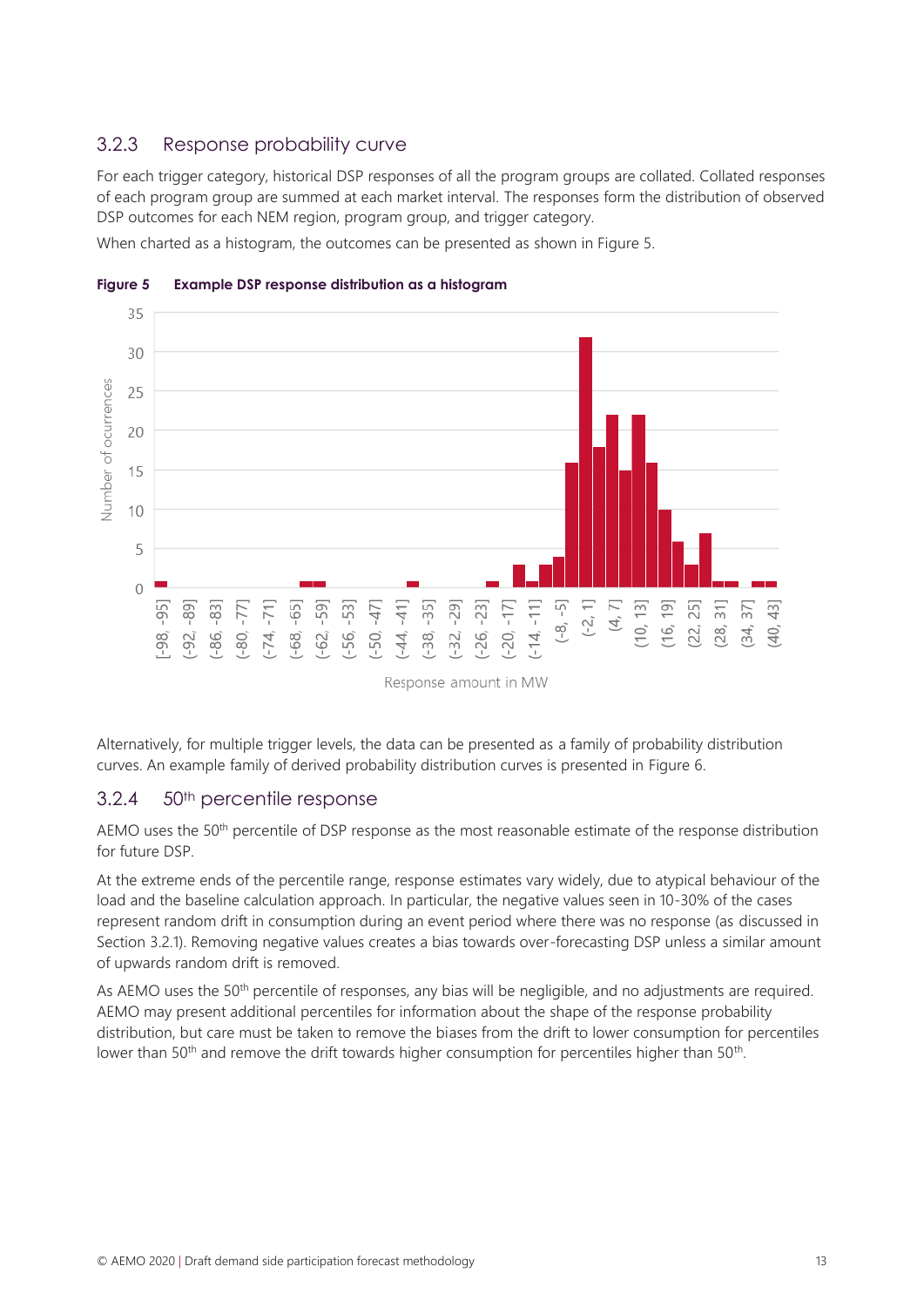### 3.2.3 Response probability curve

For each trigger category, historical DSP responses of all the program groups are collated. Collated responses of each program group are summed at each market interval. The responses form the distribution of observed DSP outcomes for each NEM region, program group, and trigger category.

When charted as a histogram, the outcomes can be presented as shown in Figure 5.

**Figure 5 Example DSP response distribution as a histogram**

Alternatively, for multiple trigger levels, the data can be presented as a family of probability distribution curves. An example family of derived probability distribution curves is presented in Figure 6.

### 3.2.4 50th percentile response

AEMO uses the 50th percentile of DSP response as the most reasonable estimate of the response distribution for future DSP.

At the extreme ends of the percentile range, response estimates vary widely, due to atypical behaviour of the load and the baseline calculation approach. In particular, the negative values seen in 10-30% of the cases represent random drift in consumption during an event period where there was no response (as discussed in Section 3.2.1). Removing negative values creates a bias towards over-forecasting DSP unless a similar amount of upwards random drift is removed.

As AEMO uses the 50th percentile of responses, any bias will be negligible, and no adjustments are required. AEMO may present additional percentiles for information about the shape of the response probability distribution, but care must be taken to remove the biases from the drift to lower consumption for percentiles lower than 50th and remove the drift towards higher consumption for percentiles higher than 50th.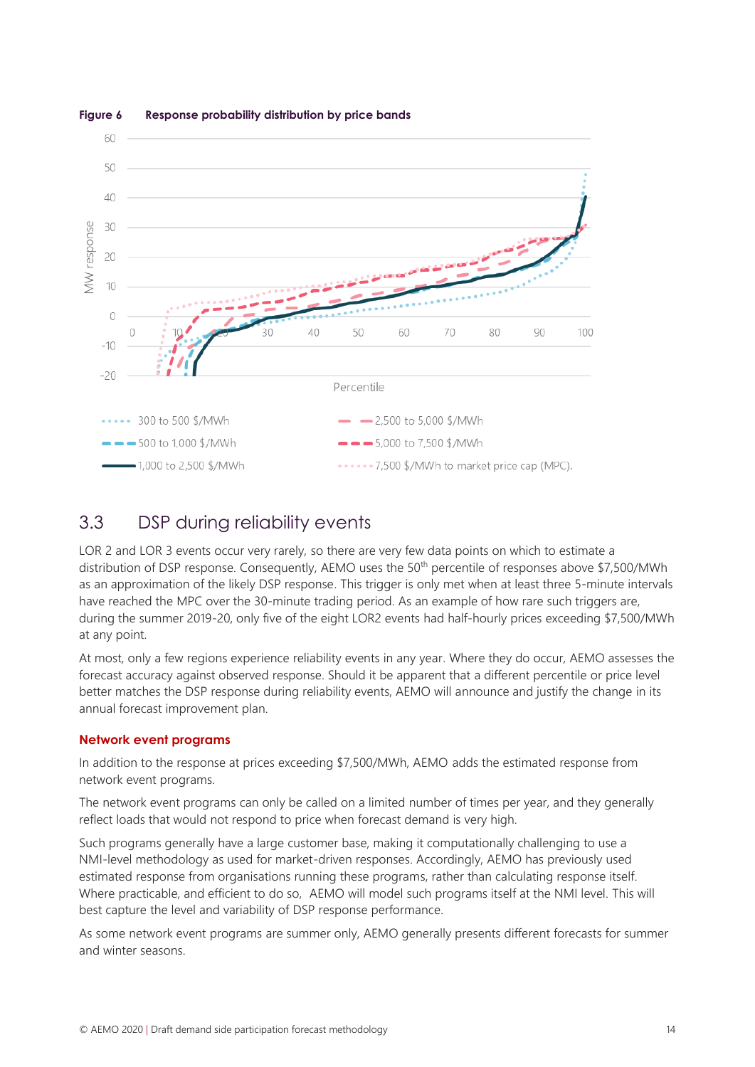**Figure 6 Response probability distribution by price bands**

## 3.3 DSP during reliability events

LOR 2 and LOR 3 events occur very rarely, so there are very few data points on which to estimate a distribution of DSP response. Consequently, AEMO uses the 50th percentile of responses above $7,500/MWh as an approximation of the likely DSP response. This trigger is only met when at least three 5-minute intervals have reached the MPC over the 30-minute trading period. As an example of how rare such triggers are, during the summer 2019-20, only five of the eight LOR2 events had half-hourly prices exceeding $7,500/MWh at any point.

At most, only a few regions experience reliability events in any year. Where they do occur, AEMO assesses the forecast accuracy against observed response. Should it be apparent that a different percentile or price level better matches the DSP response during reliability events, AEMO will announce and justify the change in its annual forecast improvement plan.

### Network event programs

In addition to the response at prices exceeding $7,500/MWh, AEMO adds the estimated response from network event programs.

The network event programs can only be called on a limited number of times per year, and they generally reflect loads that would not respond to price when forecast demand is very high.

Such programs generally have a large customer base, making it computationally challenging to use a NMI-level methodology as used for market-driven responses. Accordingly, AEMO has previously used estimated response from organisations running these programs, rather than calculating response itself. Where practicable, and efficient to do so, AEMO will model such programs itself at the NMI level. This will best capture the level and variability of DSP response performance.

As some network event programs are summer only, AEMO generally presents different forecasts for summer and winter seasons.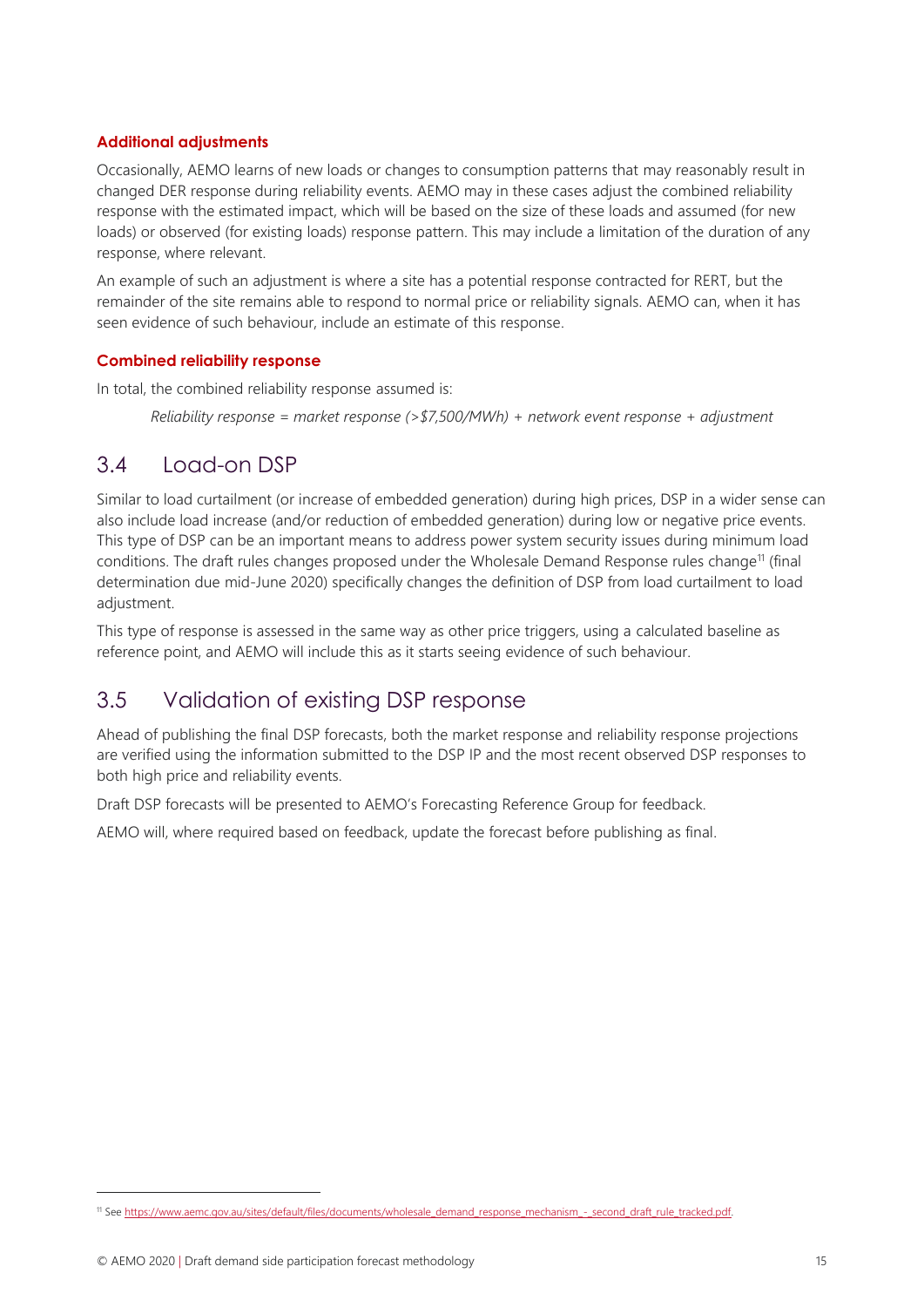#### Additional adjustments

Occasionally, AEMO learns of new loads or changes to consumption patterns that may reasonably result in changed DER response during reliability events. AEMO may in these cases adjust the combined reliability response with the estimated impact, which will be based on the size of these loads and assumed (for new loads) or observed (for existing loads) response pattern. This may include a limitation of the duration of any response, where relevant.

An example of such an adjustment is where a site has a potential response contracted for RERT, but the remainder of the site remains able to respond to normal price or reliability signals. AEMO can, when it has seen evidence of such behaviour, include an estimate of this response.

#### Combined reliability response

In total, the combined reliability response assumed is:

*Reliability response = market response (>$7,500/MWh) + network event response + adjustment*

## 3.4 Load-on DSP

Similar to load curtailment (or increase of embedded generation) during high prices, DSP in a wider sense can also include load increase (and/or reduction of embedded generation) during low or negative price events. This type of DSP can be an important means to address power system security issues during minimum load conditions. The draft rules changes proposed under the Wholesale Demand Response rules change[11] (final determination due mid-June 2020) specifically changes the definition of DSP from load curtailment to load adjustment.

This type of response is assessed in the same way as other price triggers, using a calculated baseline as reference point, and AEMO will include this as it starts seeing evidence of such behaviour.

## 3.5 Validation of existing DSP response

Ahead of publishing the final DSP forecasts, both the market response and reliability response projections are verified using the information submitted to the DSP IP and the most recent observed DSP responses to both high price and reliability events.

Draft DSP forecasts will be presented to AEMO's Forecasting Reference Group for feedback.

AEMO will, where required based on feedback, update the forecast before publishing as final.

---

[11] See https://www.aemc.gov.au/sites/default/files/documents/wholesale_demand_response_mechanism_-_second_draft_rule_tracked.pdf.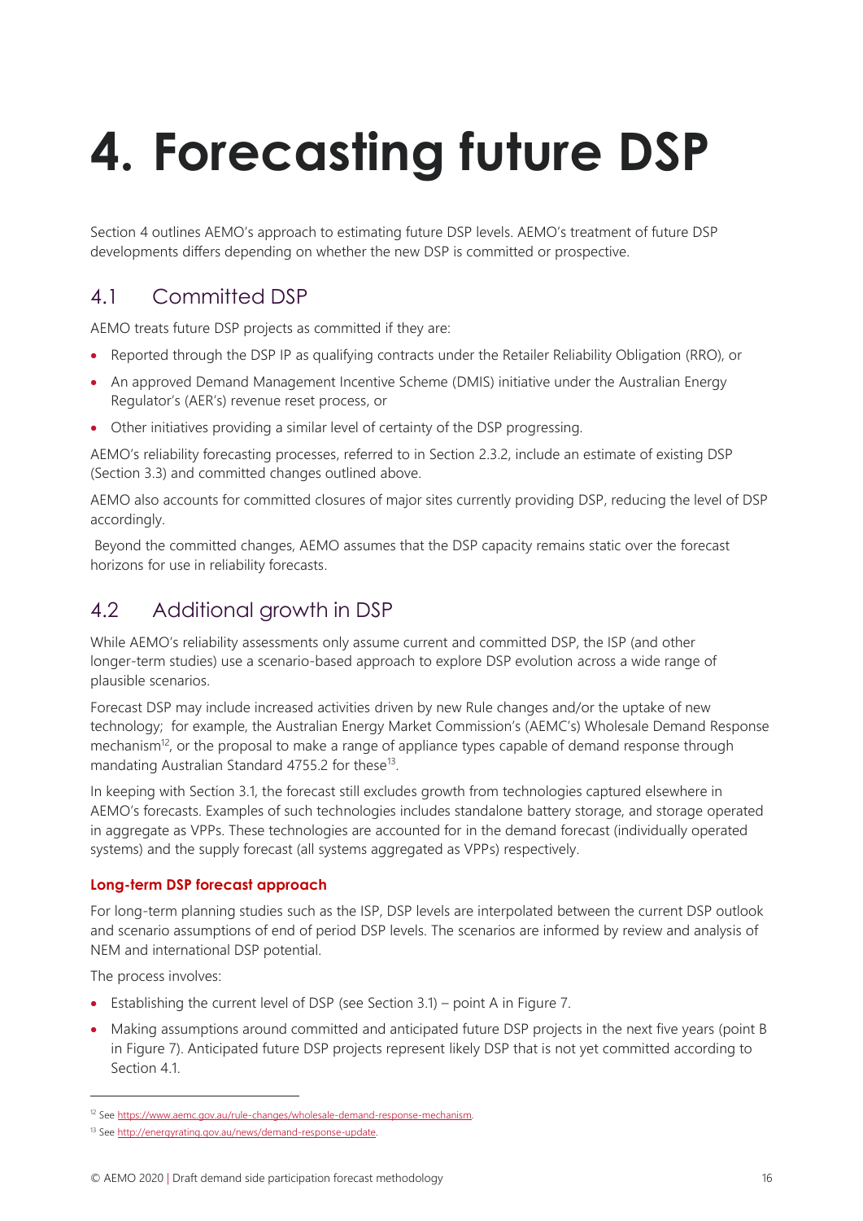# 4. Forecasting future DSP

Section 4 outlines AEMO's approach to estimating future DSP levels. AEMO's treatment of future DSP developments differs depending on whether the new DSP is committed or prospective.

## 4.1 Committed DSP

AEMO treats future DSP projects as committed if they are:

- Reported through the DSP IP as qualifying contracts under the Retailer Reliability Obligation (RRO), or
- An approved Demand Management Incentive Scheme (DMIS) initiative under the Australian Energy Regulator's (AER's) revenue reset process, or
- Other initiatives providing a similar level of certainty of the DSP progressing.

AEMO's reliability forecasting processes, referred to in Section 2.3.2, include an estimate of existing DSP (Section 3.3) and committed changes outlined above.

AEMO also accounts for committed closures of major sites currently providing DSP, reducing the level of DSP accordingly.

Beyond the committed changes, AEMO assumes that the DSP capacity remains static over the forecast horizons for use in reliability forecasts.

## 4.2 Additional growth in DSP

While AEMO's reliability assessments only assume current and committed DSP, the ISP (and other longer-term studies) use a scenario-based approach to explore DSP evolution across a wide range of plausible scenarios.

Forecast DSP may include increased activities driven by new Rule changes and/or the uptake of new technology; for example, the Australian Energy Market Commission's (AEMC's) Wholesale Demand Response mechanism[12], or the proposal to make a range of appliance types capable of demand response through mandating Australian Standard 4755.2 for these[13].

In keeping with Section 3.1, the forecast still excludes growth from technologies captured elsewhere in AEMO's forecasts. Examples of such technologies includes standalone battery storage, and storage operated in aggregate as VPPs. These technologies are accounted for in the demand forecast (individually operated systems) and the supply forecast (all systems aggregated as VPPs) respectively.

### Long-term DSP forecast approach

For long-term planning studies such as the ISP, DSP levels are interpolated between the current DSP outlook and scenario assumptions of end of period DSP levels. The scenarios are informed by review and analysis of NEM and international DSP potential.

The process involves:

- Establishing the current level of DSP (see Section 3.1) – point A in Figure 7.
- Making assumptions around committed and anticipated future DSP projects in the next five years (point B in Figure 7). Anticipated future DSP projects represent likely DSP that is not yet committed according to Section 4.1.

[12] See https://www.aemc.gov.au/rule-changes/wholesale-demand-response-mechanism.

[13] See http://energyrating.gov.au/news/demand-response-update.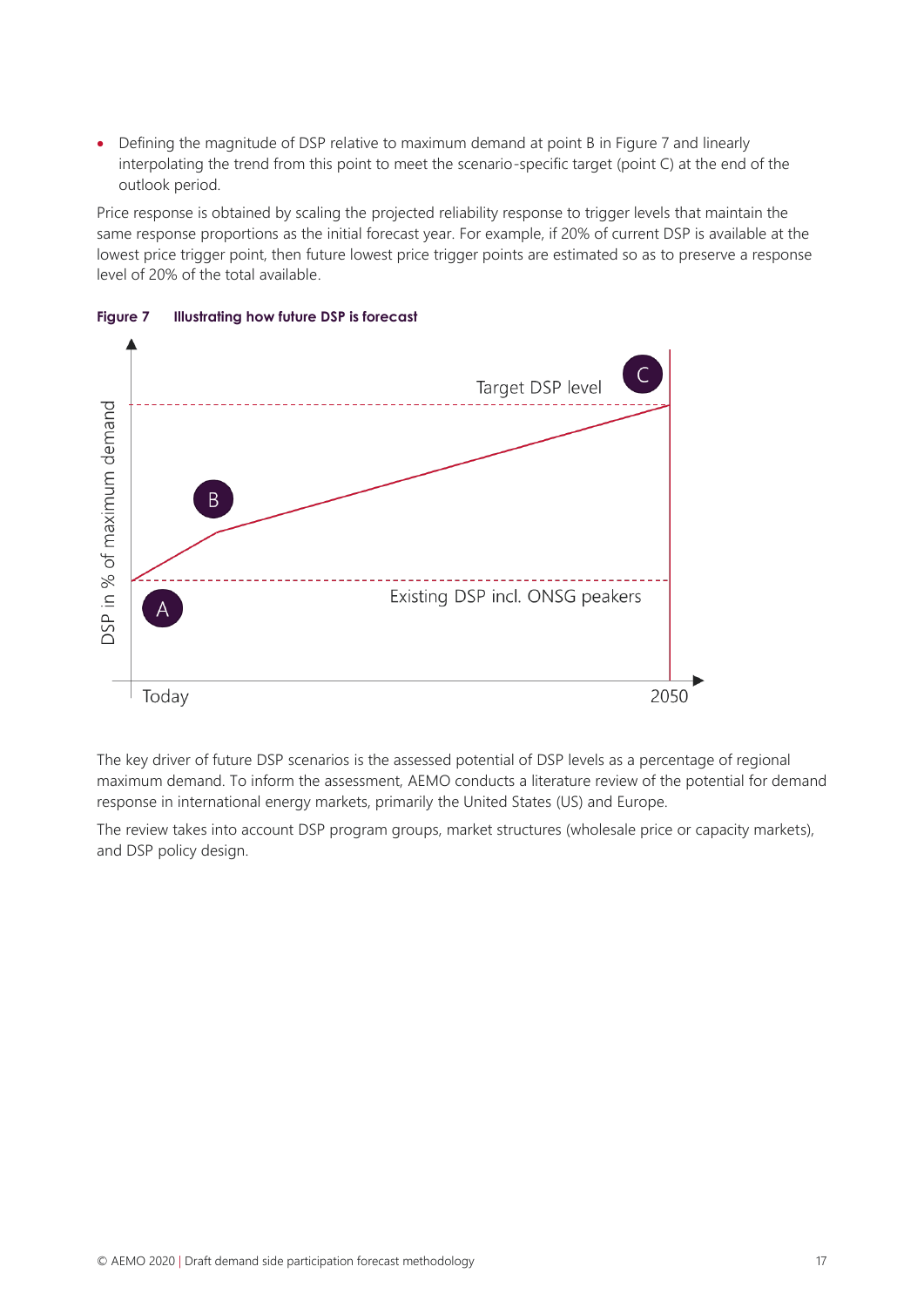- Defining the magnitude of DSP relative to maximum demand at point B in Figure 7 and linearly interpolating the trend from this point to meet the scenario-specific target (point C) at the end of the outlook period.

Price response is obtained by scaling the projected reliability response to trigger levels that maintain the same response proportions as the initial forecast year. For example, if 20% of current DSP is available at the lowest price trigger point, then future lowest price trigger points are estimated so as to preserve a response level of 20% of the total available.

**Figure 7 Illustrating how future DSP is forecast**

DSP in % of maximum demand

Target DSP level

C

B

A

Existing DSP incl. ONSG peakers

Today

2050

The key driver of future DSP scenarios is the assessed potential of DSP levels as a percentage of regional maximum demand. To inform the assessment, AEMO conducts a literature review of the potential for demand response in international energy markets, primarily the United States (US) and Europe.

The review takes into account DSP program groups, market structures (wholesale price or capacity markets), and DSP policy design.